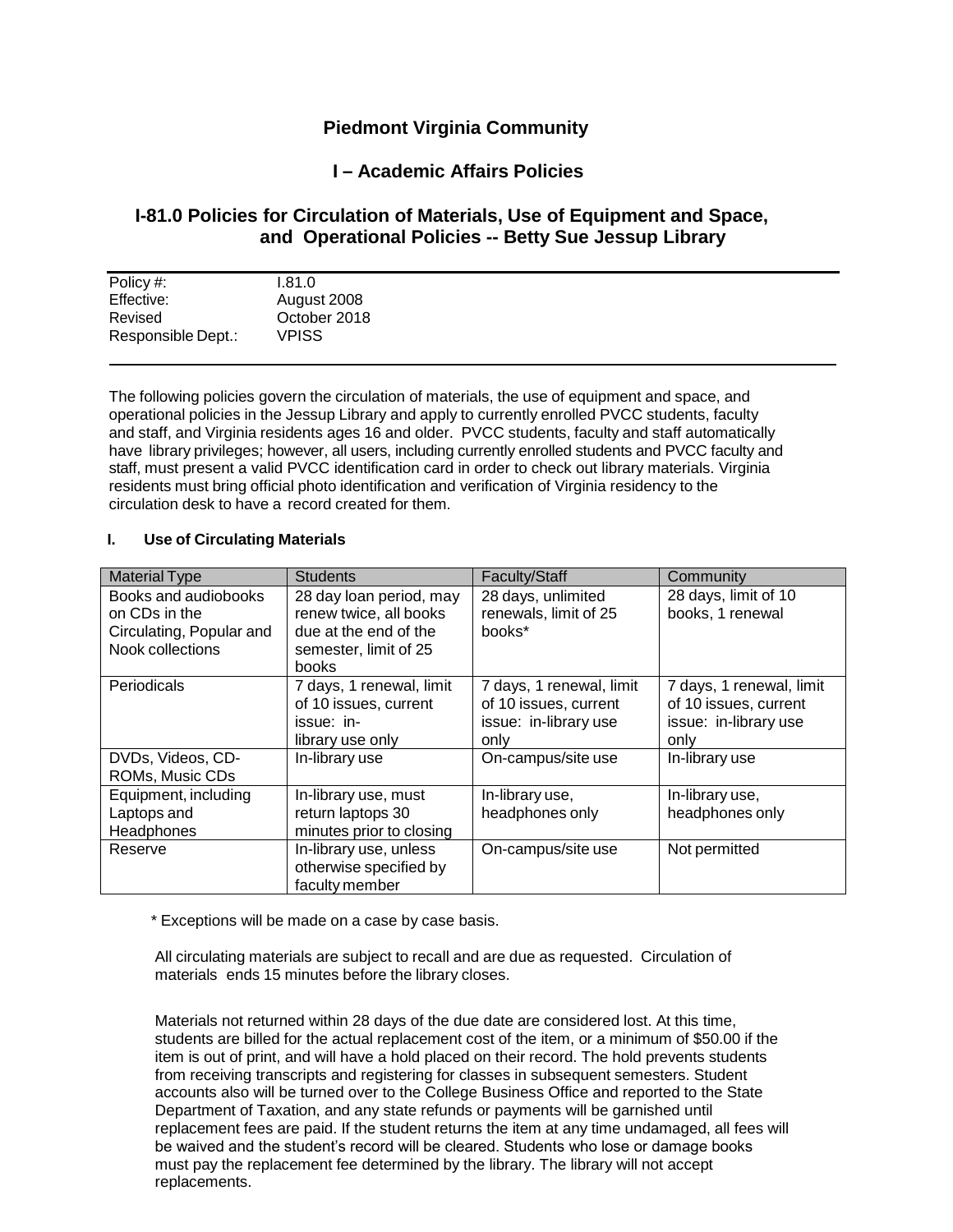# Piedmont Virginia Community

## I – Academic Affairs Policies

## I-81.0 Policies for Circulation of Materials, Use of Equipment and Space, and Operational Policies -- Betty Sue Jessup Library

| | |
|---|---|
| Policy #: | I.81.0 |
| Effective: | August 2008 |
| Revised | October 2018 |
| Responsible Dept.: | VPISS |

The following policies govern the circulation of materials, the use of equipment and space, and operational policies in the Jessup Library and apply to currently enrolled PVCC students, faculty and staff, and Virginia residents ages 16 and older. PVCC students, faculty and staff automatically have library privileges; however, all users, including currently enrolled students and PVCC faculty and staff, must present a valid PVCC identification card in order to check out library materials. Virginia residents must bring official photo identification and verification of Virginia residency to the circulation desk to have a record created for them.

### I. Use of Circulating Materials

| Material Type | Students | Faculty/Staff | Community |
|---|---|---|---|
| Books and audiobooks on CDs in the Circulating, Popular and Nook collections | 28 day loan period, may renew twice, all books due at the end of the semester, limit of 25 books | 28 days, unlimited renewals, limit of 25 books* | 28 days, limit of 10 books, 1 renewal |
| Periodicals | 7 days, 1 renewal, limit of 10 issues, current issue: in-library use only | 7 days, 1 renewal, limit of 10 issues, current issue: in-library use only | 7 days, 1 renewal, limit of 10 issues, current issue: in-library use only |
| DVDs, Videos, CD-ROMs, Music CDs | In-library use | On-campus/site use | In-library use |
| Equipment, including Laptops and Headphones | In-library use, must return laptops 30 minutes prior to closing | In-library use, headphones only | In-library use, headphones only |
| Reserve | In-library use, unless otherwise specified by faculty member | On-campus/site use | Not permitted |

\* Exceptions will be made on a case by case basis.

All circulating materials are subject to recall and are due as requested. Circulation of materials ends 15 minutes before the library closes.

Materials not returned within 28 days of the due date are considered lost. At this time, students are billed for the actual replacement cost of the item, or a minimum of $50.00 if the item is out of print, and will have a hold placed on their record. The hold prevents students from receiving transcripts and registering for classes in subsequent semesters. Student accounts also will be turned over to the College Business Office and reported to the State Department of Taxation, and any state refunds or payments will be garnished until replacement fees are paid. If the student returns the item at any time undamaged, all fees will be waived and the student's record will be cleared. Students who lose or damage books must pay the replacement fee determined by the library. The library will not accept replacements.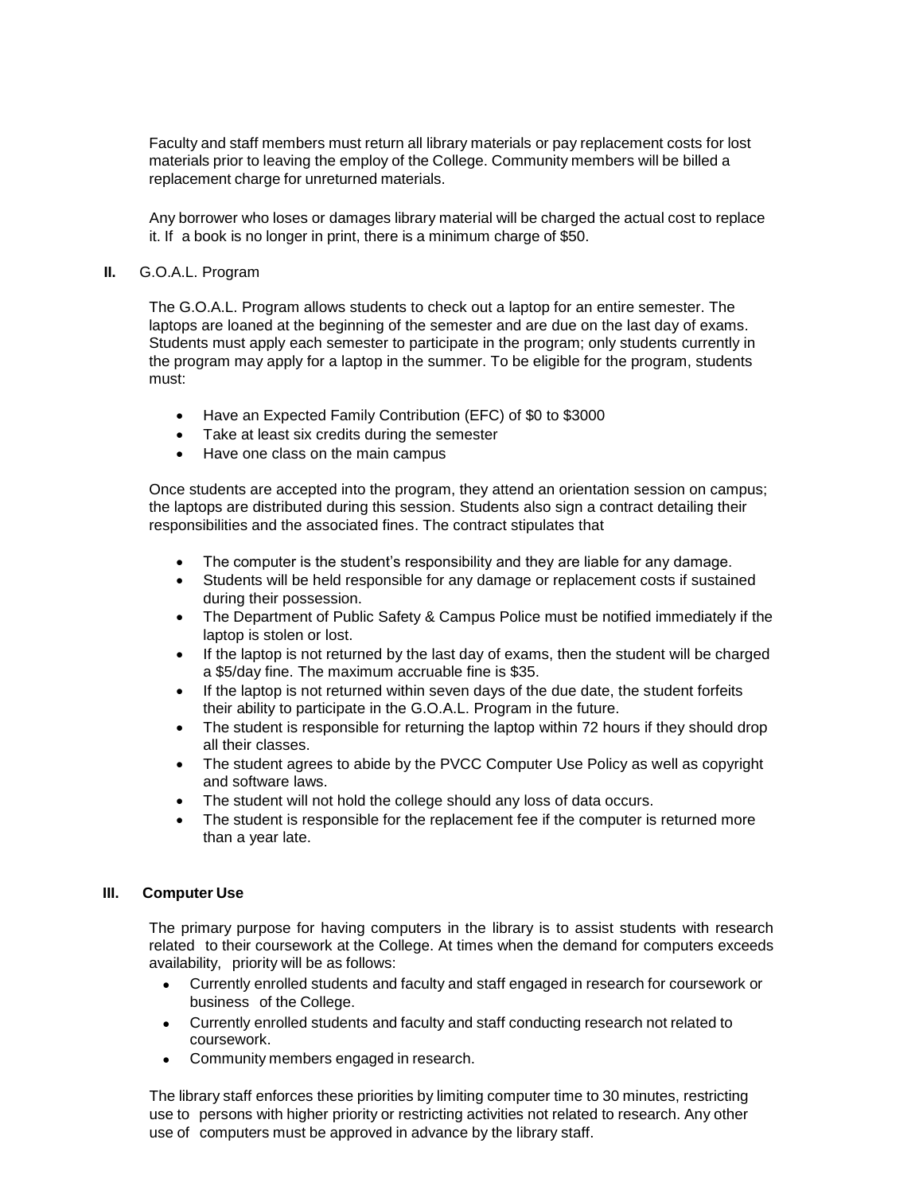Faculty and staff members must return all library materials or pay replacement costs for lost materials prior to leaving the employ of the College. Community members will be billed a replacement charge for unreturned materials.

Any borrower who loses or damages library material will be charged the actual cost to replace it. If a book is no longer in print, there is a minimum charge of $50.

## II. G.O.A.L. Program

The G.O.A.L. Program allows students to check out a laptop for an entire semester. The laptops are loaned at the beginning of the semester and are due on the last day of exams. Students must apply each semester to participate in the program; only students currently in the program may apply for a laptop in the summer. To be eligible for the program, students must:

- Have an Expected Family Contribution (EFC) of $0 to $3000
- Take at least six credits during the semester
- Have one class on the main campus

Once students are accepted into the program, they attend an orientation session on campus; the laptops are distributed during this session. Students also sign a contract detailing their responsibilities and the associated fines. The contract stipulates that

- The computer is the student's responsibility and they are liable for any damage.
- Students will be held responsible for any damage or replacement costs if sustained during their possession.
- The Department of Public Safety & Campus Police must be notified immediately if the laptop is stolen or lost.
- If the laptop is not returned by the last day of exams, then the student will be charged a $5/day fine. The maximum accruable fine is $35.
- If the laptop is not returned within seven days of the due date, the student forfeits their ability to participate in the G.O.A.L. Program in the future.
- The student is responsible for returning the laptop within 72 hours if they should drop all their classes.
- The student agrees to abide by the PVCC Computer Use Policy as well as copyright and software laws.
- The student will not hold the college should any loss of data occurs.
- The student is responsible for the replacement fee if the computer is returned more than a year late.

## III. Computer Use

The primary purpose for having computers in the library is to assist students with research related to their coursework at the College. At times when the demand for computers exceeds availability, priority will be as follows:

- Currently enrolled students and faculty and staff engaged in research for coursework or business of the College.
- Currently enrolled students and faculty and staff conducting research not related to coursework.
- Community members engaged in research.

The library staff enforces these priorities by limiting computer time to 30 minutes, restricting use to persons with higher priority or restricting activities not related to research. Any other use of computers must be approved in advance by the library staff.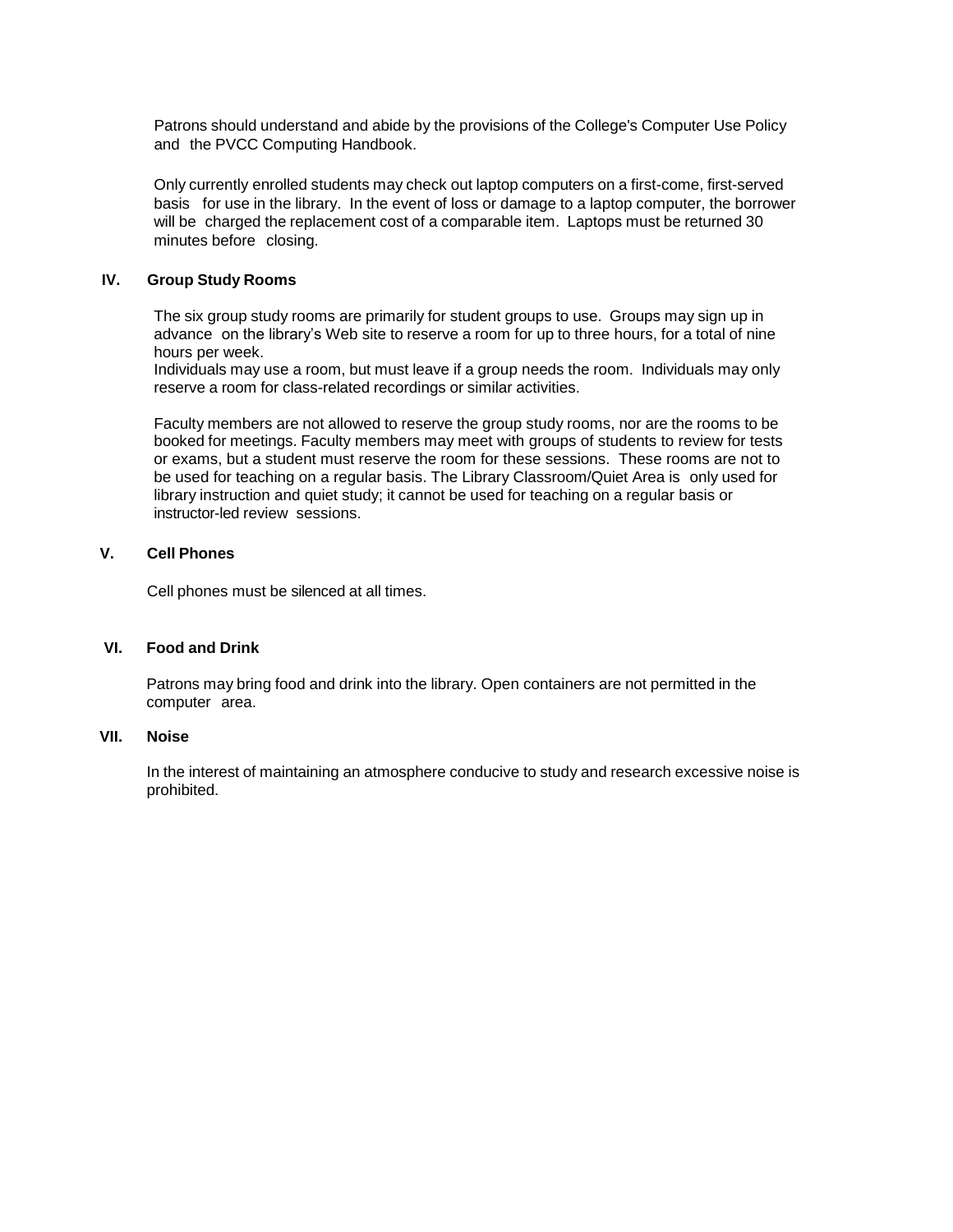Patrons should understand and abide by the provisions of the College's Computer Use Policy and the PVCC Computing Handbook.

Only currently enrolled students may check out laptop computers on a first-come, first-served basis for use in the library. In the event of loss or damage to a laptop computer, the borrower will be charged the replacement cost of a comparable item. Laptops must be returned 30 minutes before closing.

## IV. Group Study Rooms

The six group study rooms are primarily for student groups to use. Groups may sign up in advance on the library's Web site to reserve a room for up to three hours, for a total of nine hours per week.
Individuals may use a room, but must leave if a group needs the room. Individuals may only reserve a room for class-related recordings or similar activities.

Faculty members are not allowed to reserve the group study rooms, nor are the rooms to be booked for meetings. Faculty members may meet with groups of students to review for tests or exams, but a student must reserve the room for these sessions. These rooms are not to be used for teaching on a regular basis. The Library Classroom/Quiet Area is only used for library instruction and quiet study; it cannot be used for teaching on a regular basis or instructor-led review sessions.

## V. Cell Phones

Cell phones must be silenced at all times.

## VI. Food and Drink

Patrons may bring food and drink into the library. Open containers are not permitted in the computer area.

## VII. Noise

In the interest of maintaining an atmosphere conducive to study and research excessive noise is prohibited.